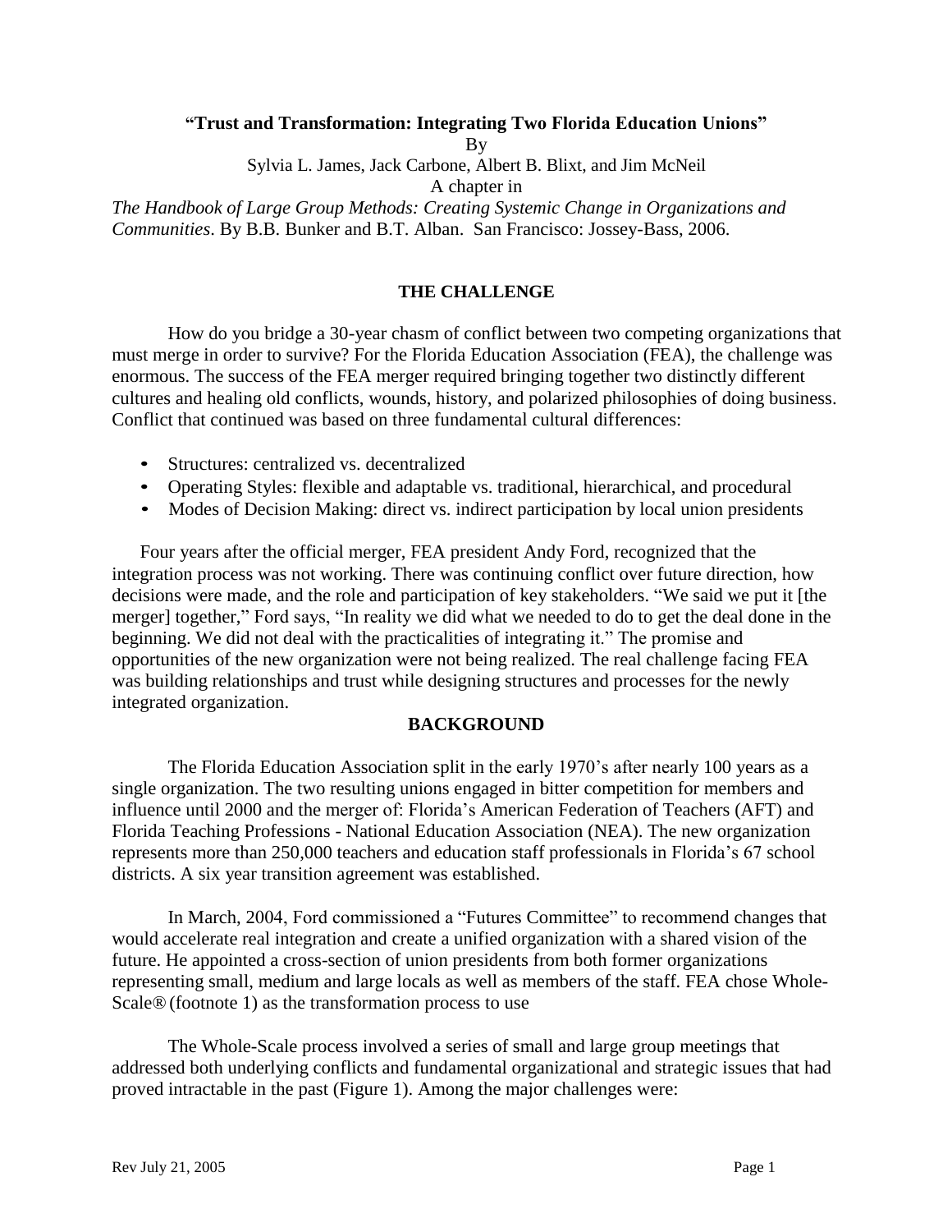**"Trust and Transformation: Integrating Two Florida Education Unions"**

By

Sylvia L. James, Jack Carbone, Albert B. Blixt, and Jim McNeil

A chapter in

*The Handbook of Large Group Methods: Creating Systemic Change in Organizations and Communities*. By B.B. Bunker and B.T. Alban. San Francisco: Jossey-Bass, 2006.

## THE CHALLENGE

How do you bridge a 30-year chasm of conflict between two competing organizations that must merge in order to survive? For the Florida Education Association (FEA), the challenge was enormous. The success of the FEA merger required bringing together two distinctly different cultures and healing old conflicts, wounds, history, and polarized philosophies of doing business. Conflict that continued was based on three fundamental cultural differences:

- Structures: centralized vs. decentralized
- Operating Styles: flexible and adaptable vs. traditional, hierarchical, and procedural
- Modes of Decision Making: direct vs. indirect participation by local union presidents

Four years after the official merger, FEA president Andy Ford, recognized that the integration process was not working. There was continuing conflict over future direction, how decisions were made, and the role and participation of key stakeholders. "We said we put it [the merger] together," Ford says, "In reality we did what we needed to do to get the deal done in the beginning. We did not deal with the practicalities of integrating it." The promise and opportunities of the new organization were not being realized. The real challenge facing FEA was building relationships and trust while designing structures and processes for the newly integrated organization.

## BACKGROUND

The Florida Education Association split in the early 1970's after nearly 100 years as a single organization. The two resulting unions engaged in bitter competition for members and influence until 2000 and the merger of: Florida's American Federation of Teachers (AFT) and Florida Teaching Professions - National Education Association (NEA). The new organization represents more than 250,000 teachers and education staff professionals in Florida's 67 school districts. A six year transition agreement was established.

In March, 2004, Ford commissioned a "Futures Committee" to recommend changes that would accelerate real integration and create a unified organization with a shared vision of the future. He appointed a cross-section of union presidents from both former organizations representing small, medium and large locals as well as members of the staff. FEA chose Whole-Scale® (footnote 1) as the transformation process to use

The Whole-Scale process involved a series of small and large group meetings that addressed both underlying conflicts and fundamental organizational and strategic issues that had proved intractable in the past (Figure 1). Among the major challenges were: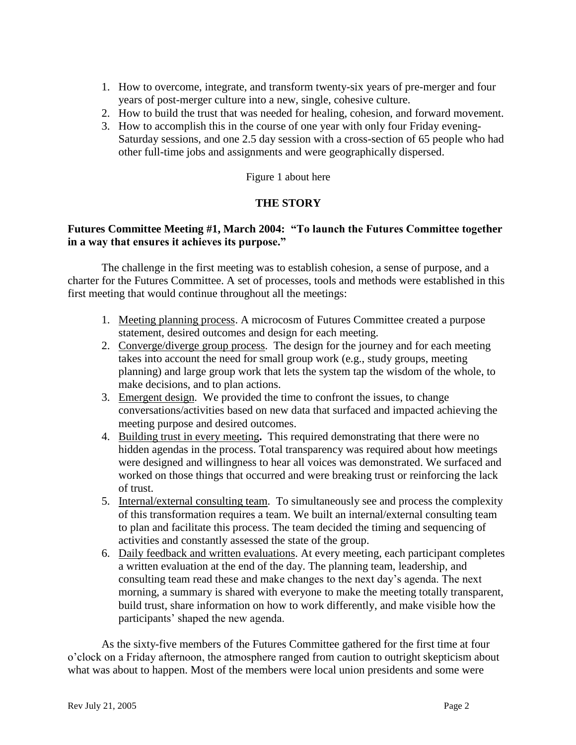1. How to overcome, integrate, and transform twenty-six years of pre-merger and four years of post-merger culture into a new, single, cohesive culture.
2. How to build the trust that was needed for healing, cohesion, and forward movement.
3. How to accomplish this in the course of one year with only four Friday evening-Saturday sessions, and one 2.5 day session with a cross-section of 65 people who had other full-time jobs and assignments and were geographically dispersed.

Figure 1 about here

## THE STORY

### Futures Committee Meeting #1, March 2004: "To launch the Futures Committee together in a way that ensures it achieves its purpose."

The challenge in the first meeting was to establish cohesion, a sense of purpose, and a charter for the Futures Committee. A set of processes, tools and methods were established in this first meeting that would continue throughout all the meetings:

1. <u>Meeting planning process</u>. A microcosm of Futures Committee created a purpose statement, desired outcomes and design for each meeting.
2. <u>Converge/diverge group process</u>. The design for the journey and for each meeting takes into account the need for small group work (e.g., study groups, meeting planning) and large group work that lets the system tap the wisdom of the whole, to make decisions, and to plan actions.
3. <u>Emergent design</u>. We provided the time to confront the issues, to change conversations/activities based on new data that surfaced and impacted achieving the meeting purpose and desired outcomes.
4. <u>Building trust in every meeting</u>**.** This required demonstrating that there were no hidden agendas in the process. Total transparency was required about how meetings were designed and willingness to hear all voices was demonstrated. We surfaced and worked on those things that occurred and were breaking trust or reinforcing the lack of trust.
5. <u>Internal/external consulting team</u>. To simultaneously see and process the complexity of this transformation requires a team. We built an internal/external consulting team to plan and facilitate this process. The team decided the timing and sequencing of activities and constantly assessed the state of the group.
6. <u>Daily feedback and written evaluations</u>. At every meeting, each participant completes a written evaluation at the end of the day. The planning team, leadership, and consulting team read these and make changes to the next day's agenda. The next morning, a summary is shared with everyone to make the meeting totally transparent, build trust, share information on how to work differently, and make visible how the participants' shaped the new agenda.

As the sixty-five members of the Futures Committee gathered for the first time at four o'clock on a Friday afternoon, the atmosphere ranged from caution to outright skepticism about what was about to happen. Most of the members were local union presidents and some were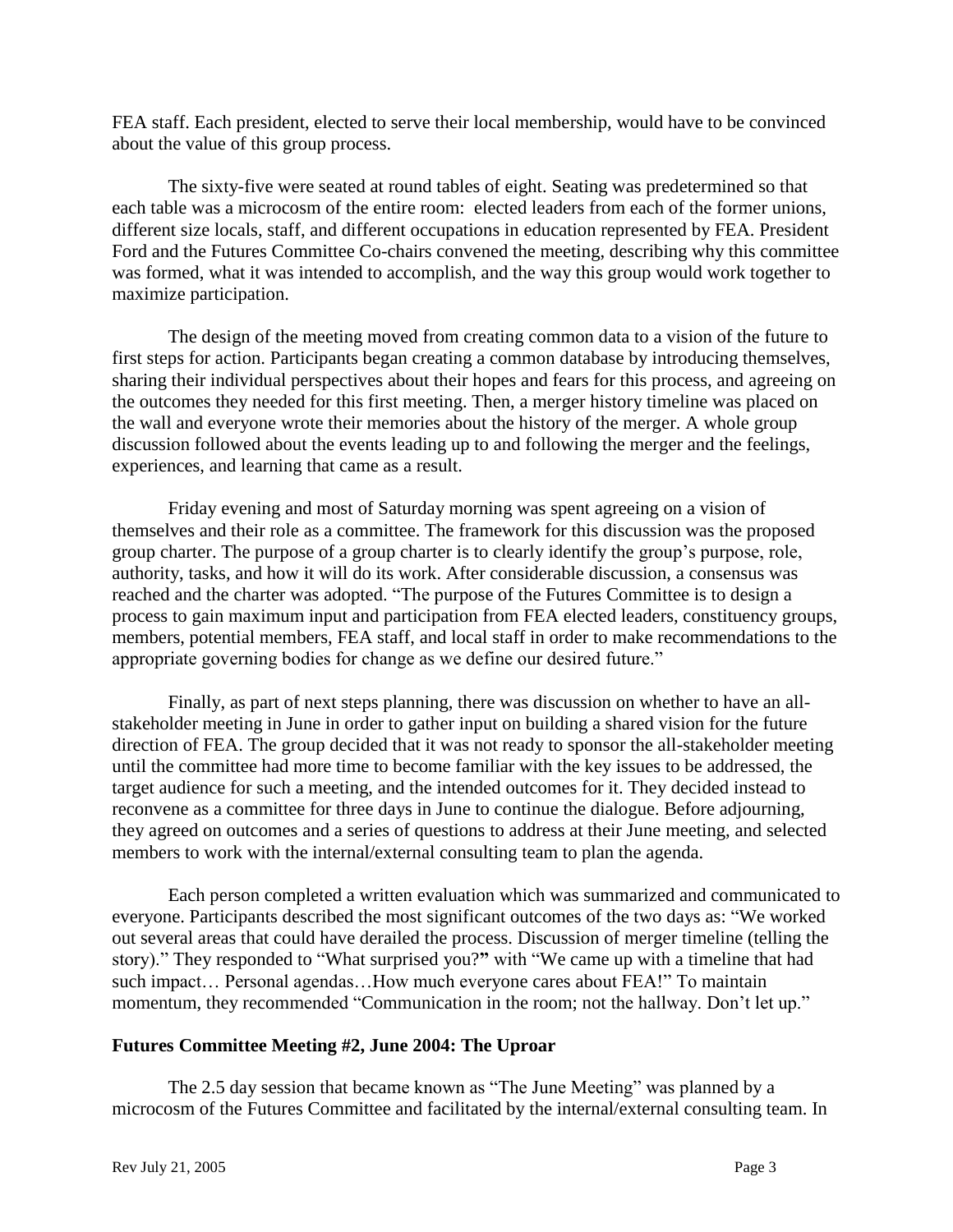FEA staff. Each president, elected to serve their local membership, would have to be convinced about the value of this group process.

The sixty-five were seated at round tables of eight. Seating was predetermined so that each table was a microcosm of the entire room: elected leaders from each of the former unions, different size locals, staff, and different occupations in education represented by FEA. President Ford and the Futures Committee Co-chairs convened the meeting, describing why this committee was formed, what it was intended to accomplish, and the way this group would work together to maximize participation.

The design of the meeting moved from creating common data to a vision of the future to first steps for action. Participants began creating a common database by introducing themselves, sharing their individual perspectives about their hopes and fears for this process, and agreeing on the outcomes they needed for this first meeting. Then, a merger history timeline was placed on the wall and everyone wrote their memories about the history of the merger. A whole group discussion followed about the events leading up to and following the merger and the feelings, experiences, and learning that came as a result.

Friday evening and most of Saturday morning was spent agreeing on a vision of themselves and their role as a committee. The framework for this discussion was the proposed group charter. The purpose of a group charter is to clearly identify the group's purpose, role, authority, tasks, and how it will do its work. After considerable discussion, a consensus was reached and the charter was adopted. "The purpose of the Futures Committee is to design a process to gain maximum input and participation from FEA elected leaders, constituency groups, members, potential members, FEA staff, and local staff in order to make recommendations to the appropriate governing bodies for change as we define our desired future."

Finally, as part of next steps planning, there was discussion on whether to have an all-stakeholder meeting in June in order to gather input on building a shared vision for the future direction of FEA. The group decided that it was not ready to sponsor the all-stakeholder meeting until the committee had more time to become familiar with the key issues to be addressed, the target audience for such a meeting, and the intended outcomes for it. They decided instead to reconvene as a committee for three days in June to continue the dialogue. Before adjourning, they agreed on outcomes and a series of questions to address at their June meeting, and selected members to work with the internal/external consulting team to plan the agenda.

Each person completed a written evaluation which was summarized and communicated to everyone. Participants described the most significant outcomes of the two days as: "We worked out several areas that could have derailed the process. Discussion of merger timeline (telling the story)." They responded to "What surprised you?**"** with "We came up with a timeline that had such impact… Personal agendas…How much everyone cares about FEA!" To maintain momentum, they recommended "Communication in the room; not the hallway. Don't let up."

### Futures Committee Meeting #2, June 2004: The Uproar

The 2.5 day session that became known as "The June Meeting" was planned by a microcosm of the Futures Committee and facilitated by the internal/external consulting team. In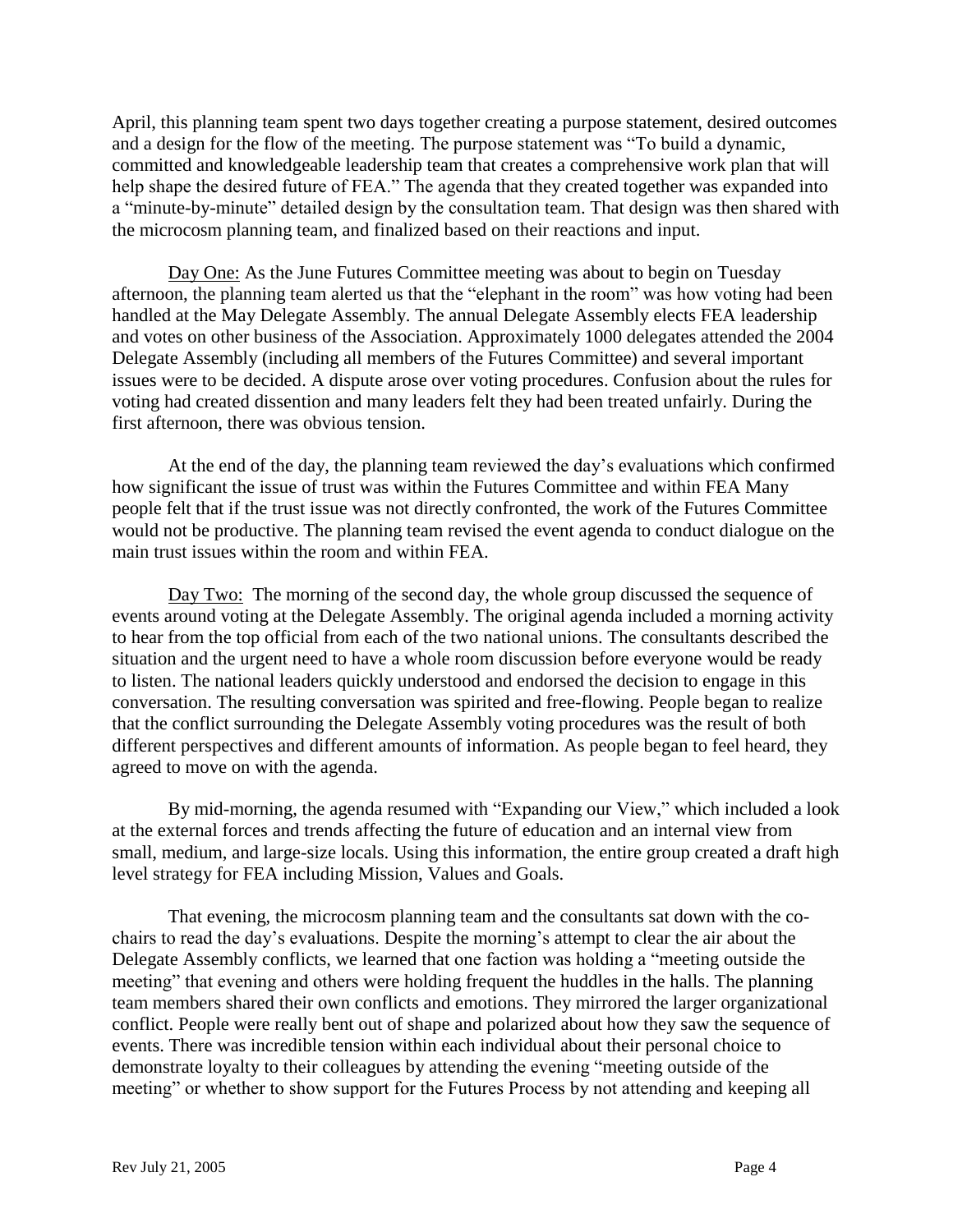April, this planning team spent two days together creating a purpose statement, desired outcomes and a design for the flow of the meeting. The purpose statement was "To build a dynamic, committed and knowledgeable leadership team that creates a comprehensive work plan that will help shape the desired future of FEA." The agenda that they created together was expanded into a "minute-by-minute" detailed design by the consultation team. That design was then shared with the microcosm planning team, and finalized based on their reactions and input.

Day One: As the June Futures Committee meeting was about to begin on Tuesday afternoon, the planning team alerted us that the "elephant in the room" was how voting had been handled at the May Delegate Assembly. The annual Delegate Assembly elects FEA leadership and votes on other business of the Association. Approximately 1000 delegates attended the 2004 Delegate Assembly (including all members of the Futures Committee) and several important issues were to be decided. A dispute arose over voting procedures. Confusion about the rules for voting had created dissention and many leaders felt they had been treated unfairly. During the first afternoon, there was obvious tension.

At the end of the day, the planning team reviewed the day's evaluations which confirmed how significant the issue of trust was within the Futures Committee and within FEA Many people felt that if the trust issue was not directly confronted, the work of the Futures Committee would not be productive. The planning team revised the event agenda to conduct dialogue on the main trust issues within the room and within FEA.

Day Two: The morning of the second day, the whole group discussed the sequence of events around voting at the Delegate Assembly. The original agenda included a morning activity to hear from the top official from each of the two national unions. The consultants described the situation and the urgent need to have a whole room discussion before everyone would be ready to listen. The national leaders quickly understood and endorsed the decision to engage in this conversation. The resulting conversation was spirited and free-flowing. People began to realize that the conflict surrounding the Delegate Assembly voting procedures was the result of both different perspectives and different amounts of information. As people began to feel heard, they agreed to move on with the agenda.

By mid-morning, the agenda resumed with "Expanding our View," which included a look at the external forces and trends affecting the future of education and an internal view from small, medium, and large-size locals. Using this information, the entire group created a draft high level strategy for FEA including Mission, Values and Goals.

That evening, the microcosm planning team and the consultants sat down with the co-chairs to read the day's evaluations. Despite the morning's attempt to clear the air about the Delegate Assembly conflicts, we learned that one faction was holding a "meeting outside the meeting" that evening and others were holding frequent the huddles in the halls. The planning team members shared their own conflicts and emotions. They mirrored the larger organizational conflict. People were really bent out of shape and polarized about how they saw the sequence of events. There was incredible tension within each individual about their personal choice to demonstrate loyalty to their colleagues by attending the evening "meeting outside of the meeting" or whether to show support for the Futures Process by not attending and keeping all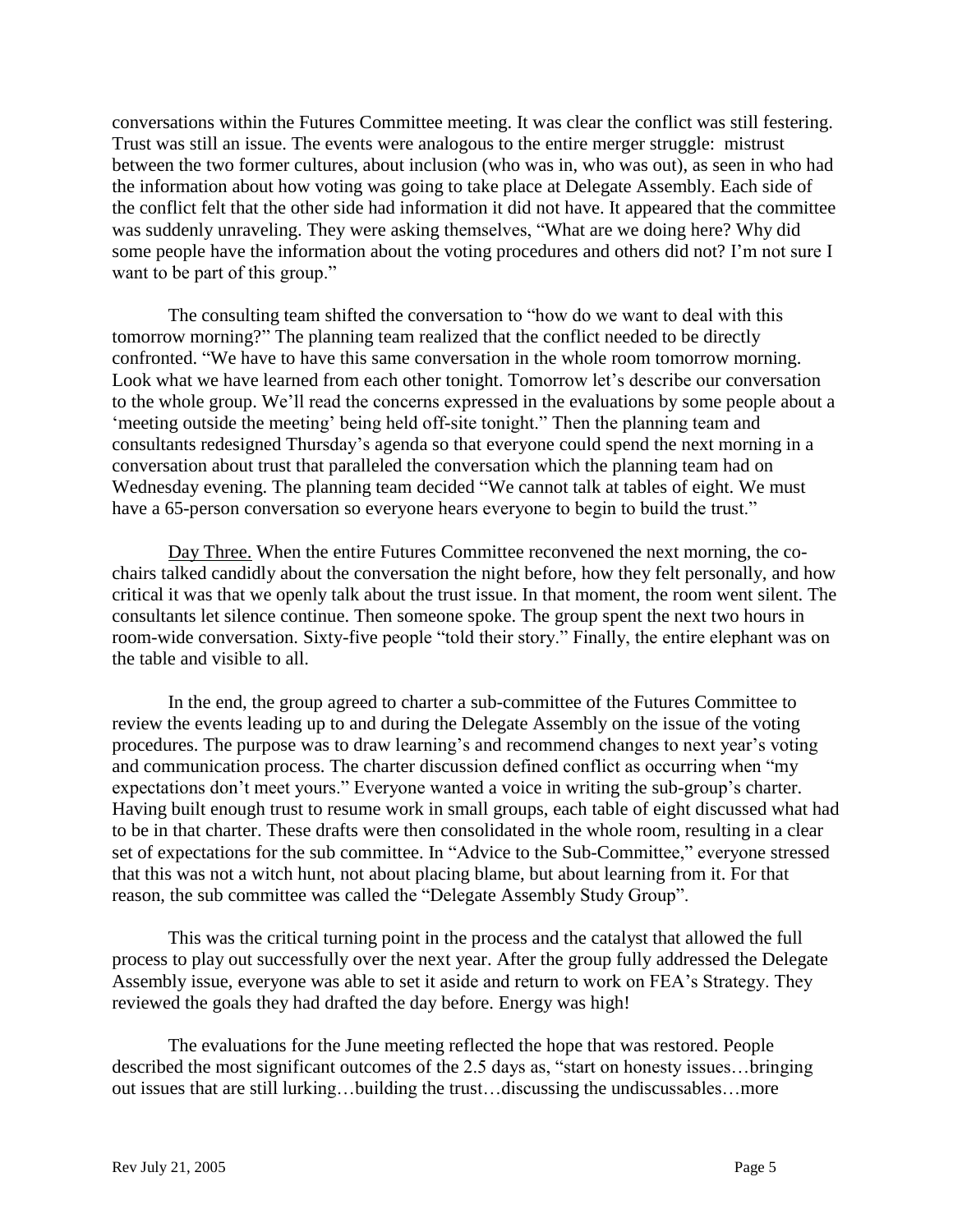conversations within the Futures Committee meeting. It was clear the conflict was still festering. Trust was still an issue. The events were analogous to the entire merger struggle: mistrust between the two former cultures, about inclusion (who was in, who was out), as seen in who had the information about how voting was going to take place at Delegate Assembly. Each side of the conflict felt that the other side had information it did not have. It appeared that the committee was suddenly unraveling. They were asking themselves, "What are we doing here? Why did some people have the information about the voting procedures and others did not? I'm not sure I want to be part of this group."

The consulting team shifted the conversation to "how do we want to deal with this tomorrow morning?" The planning team realized that the conflict needed to be directly confronted. "We have to have this same conversation in the whole room tomorrow morning. Look what we have learned from each other tonight. Tomorrow let's describe our conversation to the whole group. We'll read the concerns expressed in the evaluations by some people about a 'meeting outside the meeting' being held off-site tonight." Then the planning team and consultants redesigned Thursday's agenda so that everyone could spend the next morning in a conversation about trust that paralleled the conversation which the planning team had on Wednesday evening. The planning team decided "We cannot talk at tables of eight. We must have a 65-person conversation so everyone hears everyone to begin to build the trust."

<u>Day Three.</u> When the entire Futures Committee reconvened the next morning, the co-chairs talked candidly about the conversation the night before, how they felt personally, and how critical it was that we openly talk about the trust issue. In that moment, the room went silent. The consultants let silence continue. Then someone spoke. The group spent the next two hours in room-wide conversation. Sixty-five people "told their story." Finally, the entire elephant was on the table and visible to all.

In the end, the group agreed to charter a sub-committee of the Futures Committee to review the events leading up to and during the Delegate Assembly on the issue of the voting procedures. The purpose was to draw learning's and recommend changes to next year's voting and communication process. The charter discussion defined conflict as occurring when "my expectations don't meet yours." Everyone wanted a voice in writing the sub-group's charter. Having built enough trust to resume work in small groups, each table of eight discussed what had to be in that charter. These drafts were then consolidated in the whole room, resulting in a clear set of expectations for the sub committee. In "Advice to the Sub-Committee," everyone stressed that this was not a witch hunt, not about placing blame, but about learning from it. For that reason, the sub committee was called the "Delegate Assembly Study Group".

This was the critical turning point in the process and the catalyst that allowed the full process to play out successfully over the next year. After the group fully addressed the Delegate Assembly issue, everyone was able to set it aside and return to work on FEA's Strategy. They reviewed the goals they had drafted the day before. Energy was high!

The evaluations for the June meeting reflected the hope that was restored. People described the most significant outcomes of the 2.5 days as, "start on honesty issues…bringing out issues that are still lurking…building the trust…discussing the undiscussables…more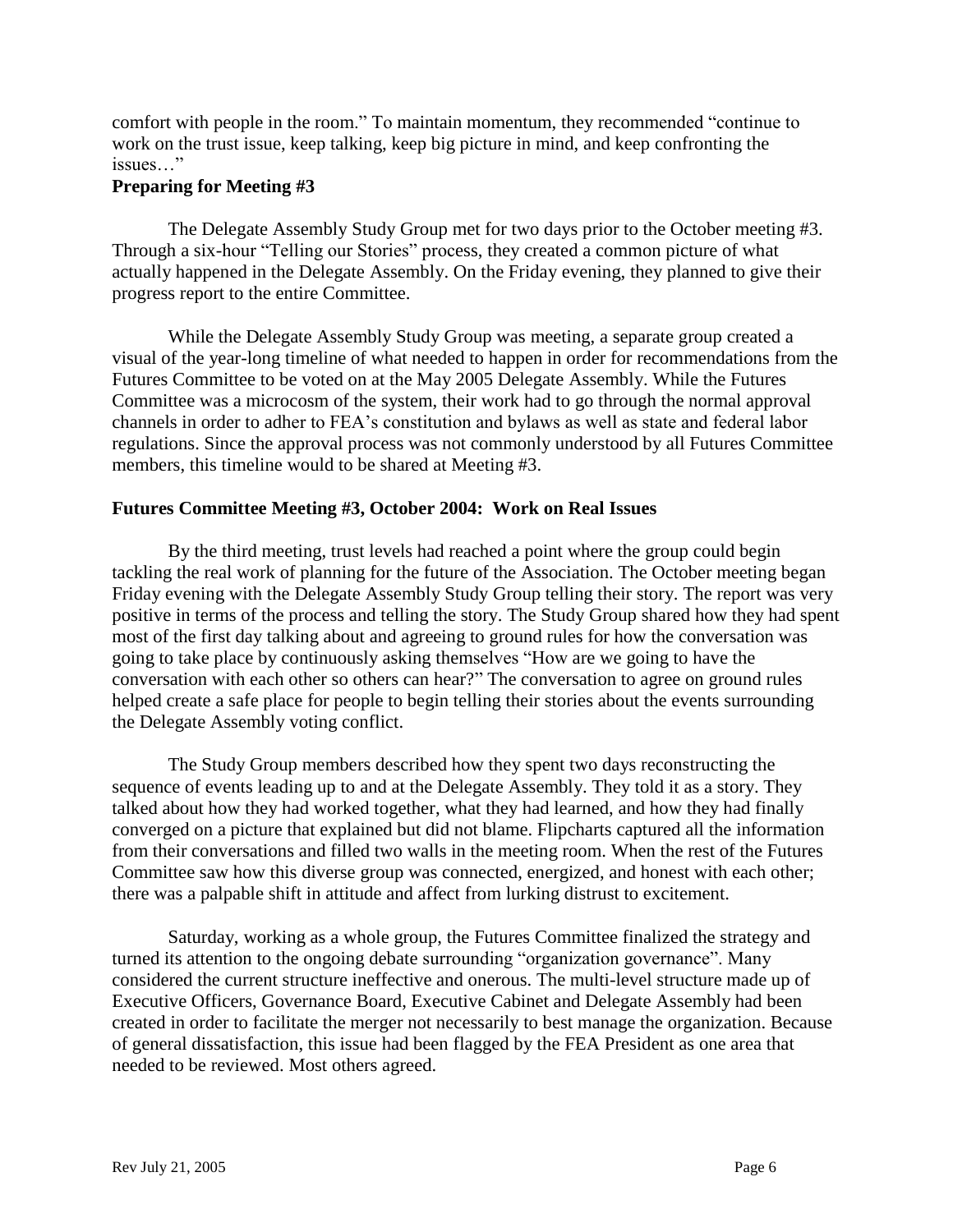comfort with people in the room." To maintain momentum, they recommended "continue to work on the trust issue, keep talking, keep big picture in mind, and keep confronting the issues…"

### Preparing for Meeting #3

The Delegate Assembly Study Group met for two days prior to the October meeting #3. Through a six-hour "Telling our Stories" process, they created a common picture of what actually happened in the Delegate Assembly. On the Friday evening, they planned to give their progress report to the entire Committee.

While the Delegate Assembly Study Group was meeting, a separate group created a visual of the year-long timeline of what needed to happen in order for recommendations from the Futures Committee to be voted on at the May 2005 Delegate Assembly. While the Futures Committee was a microcosm of the system, their work had to go through the normal approval channels in order to adher to FEA's constitution and bylaws as well as state and federal labor regulations. Since the approval process was not commonly understood by all Futures Committee members, this timeline would to be shared at Meeting #3.

### Futures Committee Meeting #3, October 2004: Work on Real Issues

By the third meeting, trust levels had reached a point where the group could begin tackling the real work of planning for the future of the Association. The October meeting began Friday evening with the Delegate Assembly Study Group telling their story. The report was very positive in terms of the process and telling the story. The Study Group shared how they had spent most of the first day talking about and agreeing to ground rules for how the conversation was going to take place by continuously asking themselves "How are we going to have the conversation with each other so others can hear?" The conversation to agree on ground rules helped create a safe place for people to begin telling their stories about the events surrounding the Delegate Assembly voting conflict.

The Study Group members described how they spent two days reconstructing the sequence of events leading up to and at the Delegate Assembly. They told it as a story. They talked about how they had worked together, what they had learned, and how they had finally converged on a picture that explained but did not blame. Flipcharts captured all the information from their conversations and filled two walls in the meeting room. When the rest of the Futures Committee saw how this diverse group was connected, energized, and honest with each other; there was a palpable shift in attitude and affect from lurking distrust to excitement.

Saturday, working as a whole group, the Futures Committee finalized the strategy and turned its attention to the ongoing debate surrounding "organization governance". Many considered the current structure ineffective and onerous. The multi-level structure made up of Executive Officers, Governance Board, Executive Cabinet and Delegate Assembly had been created in order to facilitate the merger not necessarily to best manage the organization. Because of general dissatisfaction, this issue had been flagged by the FEA President as one area that needed to be reviewed. Most others agreed.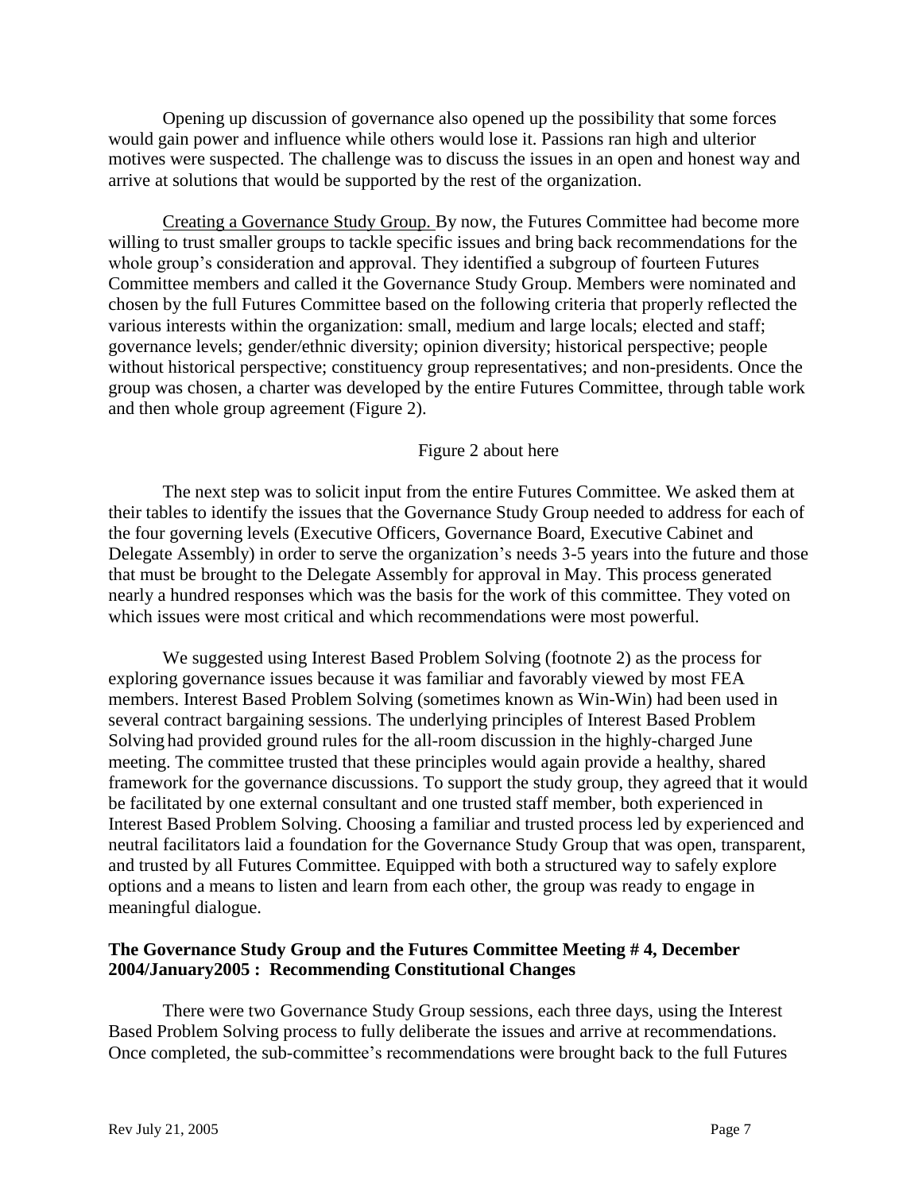Opening up discussion of governance also opened up the possibility that some forces would gain power and influence while others would lose it. Passions ran high and ulterior motives were suspected. The challenge was to discuss the issues in an open and honest way and arrive at solutions that would be supported by the rest of the organization.

Creating a Governance Study Group. By now, the Futures Committee had become more willing to trust smaller groups to tackle specific issues and bring back recommendations for the whole group's consideration and approval. They identified a subgroup of fourteen Futures Committee members and called it the Governance Study Group. Members were nominated and chosen by the full Futures Committee based on the following criteria that properly reflected the various interests within the organization: small, medium and large locals; elected and staff; governance levels; gender/ethnic diversity; opinion diversity; historical perspective; people without historical perspective; constituency group representatives; and non-presidents. Once the group was chosen, a charter was developed by the entire Futures Committee, through table work and then whole group agreement (Figure 2).

Figure 2 about here

The next step was to solicit input from the entire Futures Committee. We asked them at their tables to identify the issues that the Governance Study Group needed to address for each of the four governing levels (Executive Officers, Governance Board, Executive Cabinet and Delegate Assembly) in order to serve the organization's needs 3-5 years into the future and those that must be brought to the Delegate Assembly for approval in May. This process generated nearly a hundred responses which was the basis for the work of this committee. They voted on which issues were most critical and which recommendations were most powerful.

We suggested using Interest Based Problem Solving (footnote 2) as the process for exploring governance issues because it was familiar and favorably viewed by most FEA members. Interest Based Problem Solving (sometimes known as Win-Win) had been used in several contract bargaining sessions. The underlying principles of Interest Based Problem Solving had provided ground rules for the all-room discussion in the highly-charged June meeting. The committee trusted that these principles would again provide a healthy, shared framework for the governance discussions. To support the study group, they agreed that it would be facilitated by one external consultant and one trusted staff member, both experienced in Interest Based Problem Solving. Choosing a familiar and trusted process led by experienced and neutral facilitators laid a foundation for the Governance Study Group that was open, transparent, and trusted by all Futures Committee. Equipped with both a structured way to safely explore options and a means to listen and learn from each other, the group was ready to engage in meaningful dialogue.

**The Governance Study Group and the Futures Committee Meeting # 4, December 2004/January2005 : Recommending Constitutional Changes**

There were two Governance Study Group sessions, each three days, using the Interest Based Problem Solving process to fully deliberate the issues and arrive at recommendations. Once completed, the sub-committee's recommendations were brought back to the full Futures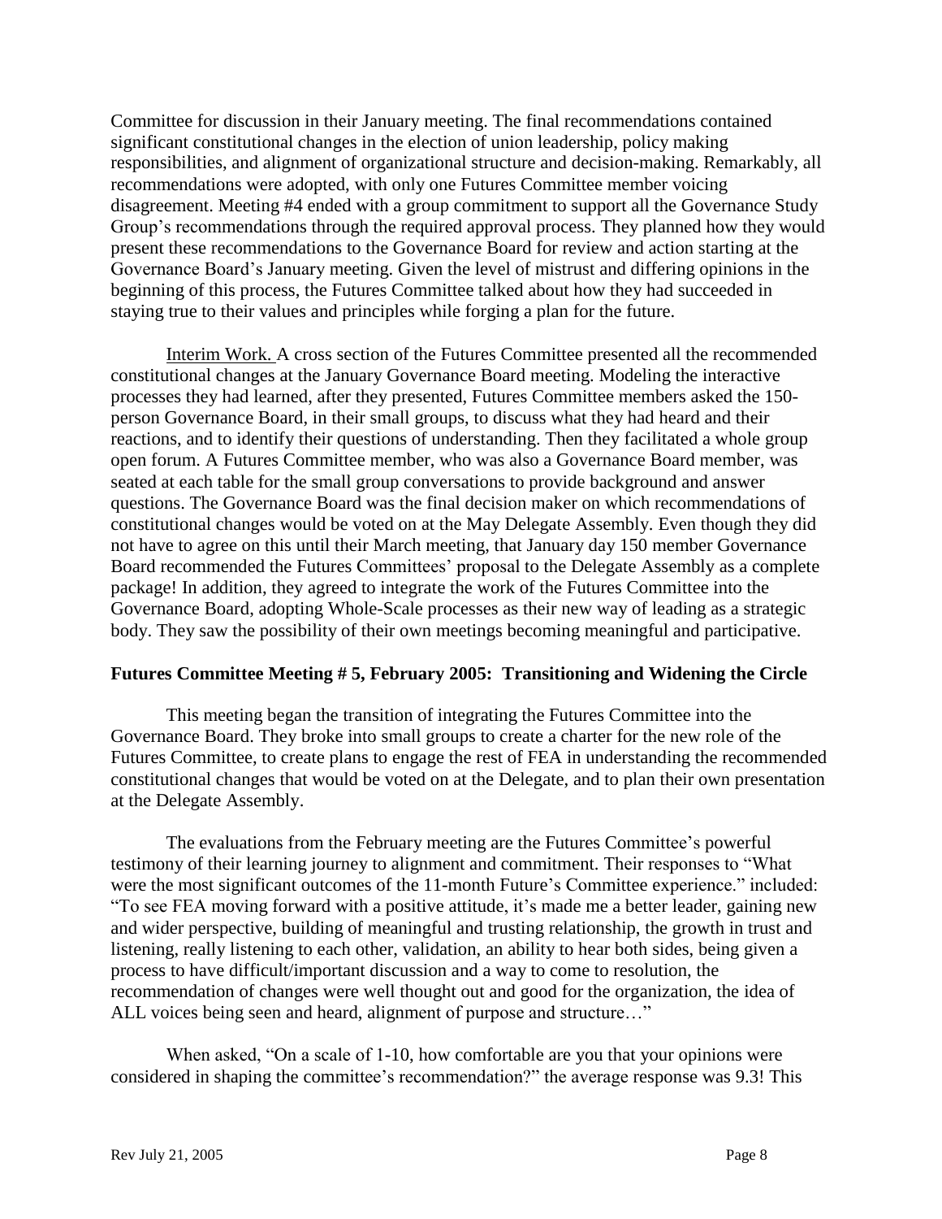Committee for discussion in their January meeting. The final recommendations contained significant constitutional changes in the election of union leadership, policy making responsibilities, and alignment of organizational structure and decision-making. Remarkably, all recommendations were adopted, with only one Futures Committee member voicing disagreement. Meeting #4 ended with a group commitment to support all the Governance Study Group's recommendations through the required approval process. They planned how they would present these recommendations to the Governance Board for review and action starting at the Governance Board's January meeting. Given the level of mistrust and differing opinions in the beginning of this process, the Futures Committee talked about how they had succeeded in staying true to their values and principles while forging a plan for the future.

Interim Work. A cross section of the Futures Committee presented all the recommended constitutional changes at the January Governance Board meeting. Modeling the interactive processes they had learned, after they presented, Futures Committee members asked the 150-person Governance Board, in their small groups, to discuss what they had heard and their reactions, and to identify their questions of understanding. Then they facilitated a whole group open forum. A Futures Committee member, who was also a Governance Board member, was seated at each table for the small group conversations to provide background and answer questions. The Governance Board was the final decision maker on which recommendations of constitutional changes would be voted on at the May Delegate Assembly. Even though they did not have to agree on this until their March meeting, that January day 150 member Governance Board recommended the Futures Committees' proposal to the Delegate Assembly as a complete package! In addition, they agreed to integrate the work of the Futures Committee into the Governance Board, adopting Whole-Scale processes as their new way of leading as a strategic body. They saw the possibility of their own meetings becoming meaningful and participative.

**Futures Committee Meeting # 5, February 2005: Transitioning and Widening the Circle**

This meeting began the transition of integrating the Futures Committee into the Governance Board. They broke into small groups to create a charter for the new role of the Futures Committee, to create plans to engage the rest of FEA in understanding the recommended constitutional changes that would be voted on at the Delegate, and to plan their own presentation at the Delegate Assembly.

The evaluations from the February meeting are the Futures Committee's powerful testimony of their learning journey to alignment and commitment. Their responses to "What were the most significant outcomes of the 11-month Future's Committee experience." included: "To see FEA moving forward with a positive attitude, it's made me a better leader, gaining new and wider perspective, building of meaningful and trusting relationship, the growth in trust and listening, really listening to each other, validation, an ability to hear both sides, being given a process to have difficult/important discussion and a way to come to resolution, the recommendation of changes were well thought out and good for the organization, the idea of ALL voices being seen and heard, alignment of purpose and structure…"

When asked, "On a scale of 1-10, how comfortable are you that your opinions were considered in shaping the committee's recommendation?" the average response was 9.3! This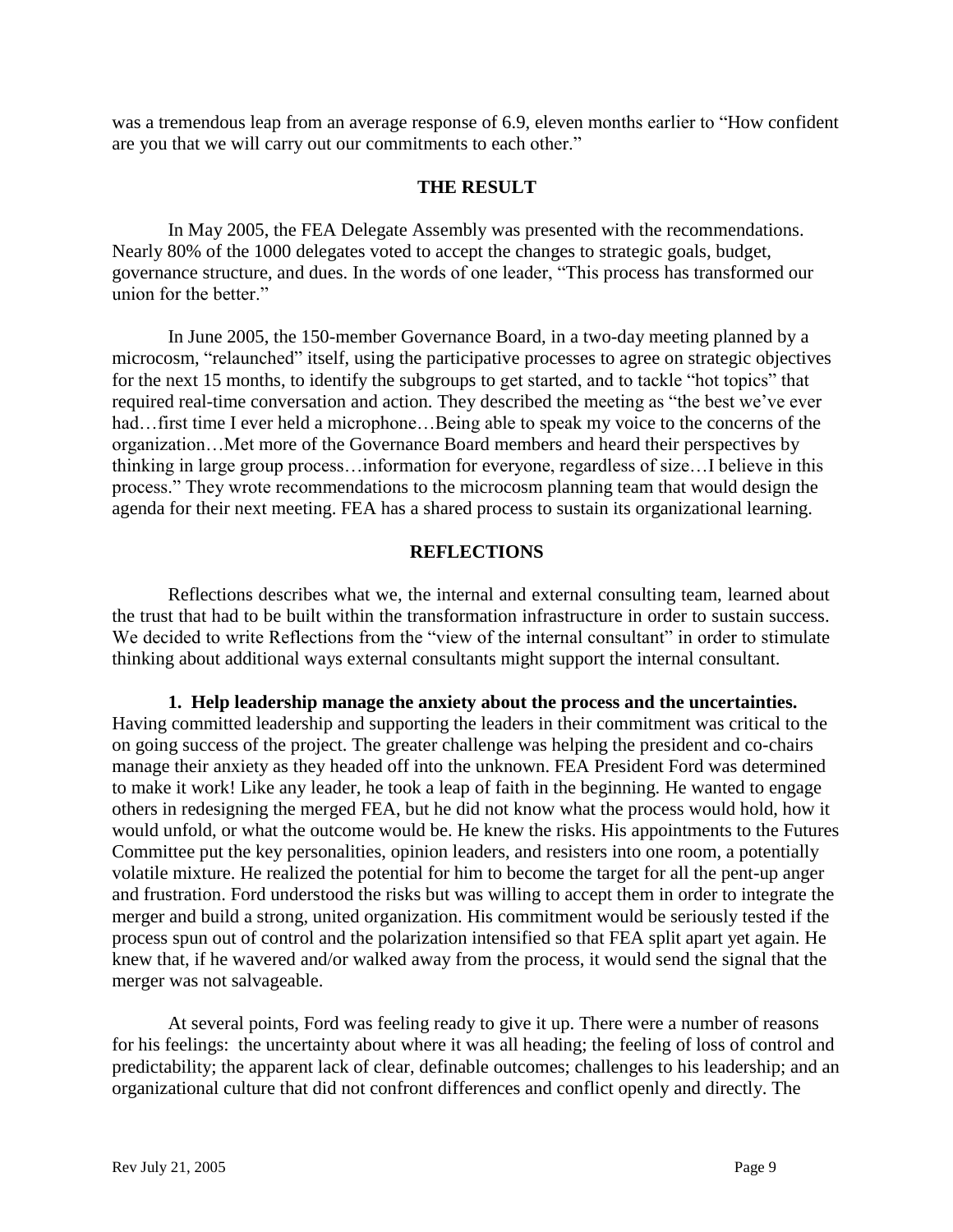was a tremendous leap from an average response of 6.9, eleven months earlier to "How confident are you that we will carry out our commitments to each other."

## THE RESULT

In May 2005, the FEA Delegate Assembly was presented with the recommendations. Nearly 80% of the 1000 delegates voted to accept the changes to strategic goals, budget, governance structure, and dues. In the words of one leader, "This process has transformed our union for the better."

In June 2005, the 150-member Governance Board, in a two-day meeting planned by a microcosm, "relaunched" itself, using the participative processes to agree on strategic objectives for the next 15 months, to identify the subgroups to get started, and to tackle "hot topics" that required real-time conversation and action. They described the meeting as "the best we've ever had…first time I ever held a microphone…Being able to speak my voice to the concerns of the organization…Met more of the Governance Board members and heard their perspectives by thinking in large group process…information for everyone, regardless of size…I believe in this process." They wrote recommendations to the microcosm planning team that would design the agenda for their next meeting. FEA has a shared process to sustain its organizational learning.

## REFLECTIONS

Reflections describes what we, the internal and external consulting team, learned about the trust that had to be built within the transformation infrastructure in order to sustain success. We decided to write Reflections from the "view of the internal consultant" in order to stimulate thinking about additional ways external consultants might support the internal consultant.

**1. Help leadership manage the anxiety about the process and the uncertainties.** Having committed leadership and supporting the leaders in their commitment was critical to the on going success of the project. The greater challenge was helping the president and co-chairs manage their anxiety as they headed off into the unknown. FEA President Ford was determined to make it work! Like any leader, he took a leap of faith in the beginning. He wanted to engage others in redesigning the merged FEA, but he did not know what the process would hold, how it would unfold, or what the outcome would be. He knew the risks. His appointments to the Futures Committee put the key personalities, opinion leaders, and resisters into one room, a potentially volatile mixture. He realized the potential for him to become the target for all the pent-up anger and frustration. Ford understood the risks but was willing to accept them in order to integrate the merger and build a strong, united organization. His commitment would be seriously tested if the process spun out of control and the polarization intensified so that FEA split apart yet again. He knew that, if he wavered and/or walked away from the process, it would send the signal that the merger was not salvageable.

At several points, Ford was feeling ready to give it up. There were a number of reasons for his feelings: the uncertainty about where it was all heading; the feeling of loss of control and predictability; the apparent lack of clear, definable outcomes; challenges to his leadership; and an organizational culture that did not confront differences and conflict openly and directly. The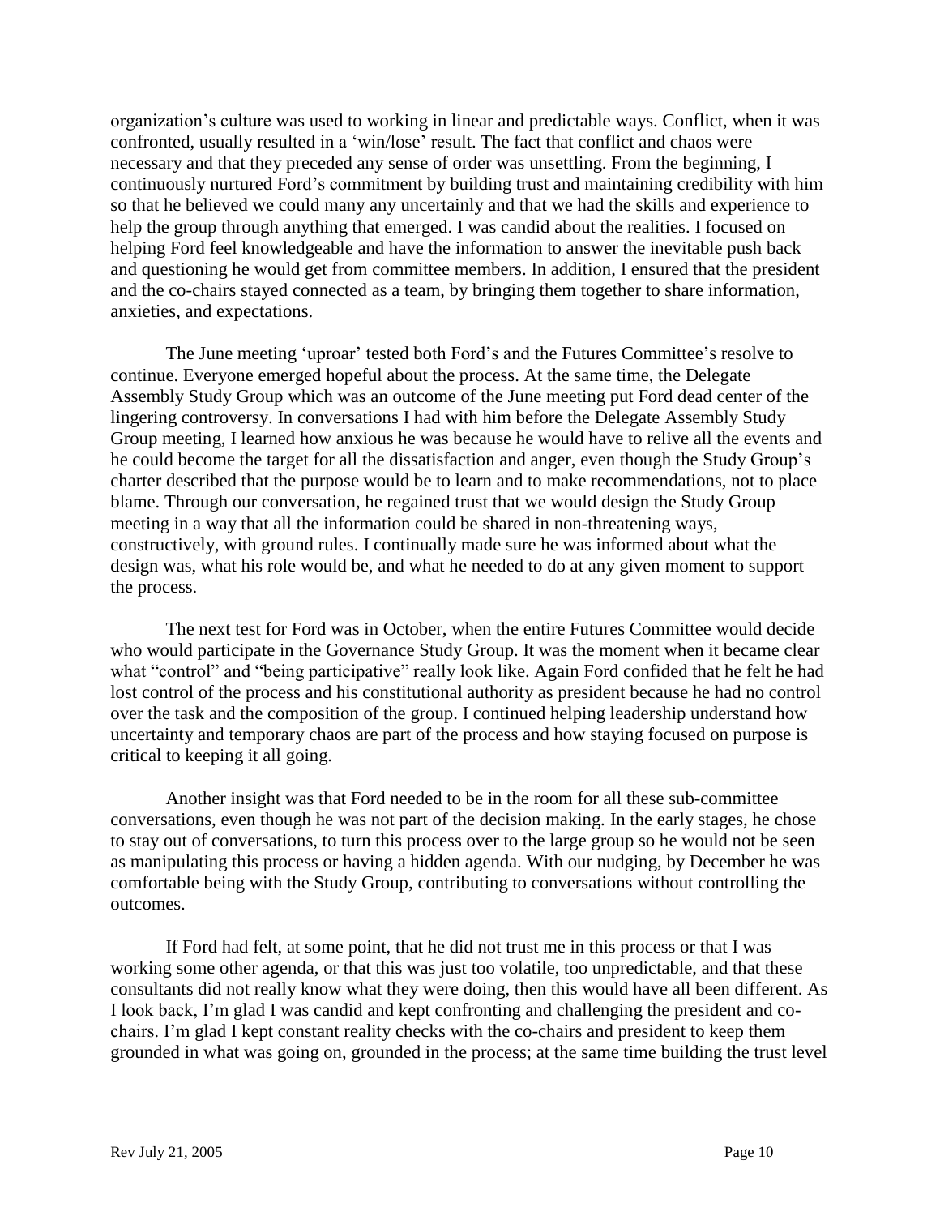organization's culture was used to working in linear and predictable ways. Conflict, when it was confronted, usually resulted in a 'win/lose' result. The fact that conflict and chaos were necessary and that they preceded any sense of order was unsettling. From the beginning, I continuously nurtured Ford's commitment by building trust and maintaining credibility with him so that he believed we could many any uncertainly and that we had the skills and experience to help the group through anything that emerged. I was candid about the realities. I focused on helping Ford feel knowledgeable and have the information to answer the inevitable push back and questioning he would get from committee members. In addition, I ensured that the president and the co-chairs stayed connected as a team, by bringing them together to share information, anxieties, and expectations.

The June meeting 'uproar' tested both Ford's and the Futures Committee's resolve to continue. Everyone emerged hopeful about the process. At the same time, the Delegate Assembly Study Group which was an outcome of the June meeting put Ford dead center of the lingering controversy. In conversations I had with him before the Delegate Assembly Study Group meeting, I learned how anxious he was because he would have to relive all the events and he could become the target for all the dissatisfaction and anger, even though the Study Group's charter described that the purpose would be to learn and to make recommendations, not to place blame. Through our conversation, he regained trust that we would design the Study Group meeting in a way that all the information could be shared in non-threatening ways, constructively, with ground rules. I continually made sure he was informed about what the design was, what his role would be, and what he needed to do at any given moment to support the process.

The next test for Ford was in October, when the entire Futures Committee would decide who would participate in the Governance Study Group. It was the moment when it became clear what "control" and "being participative" really look like. Again Ford confided that he felt he had lost control of the process and his constitutional authority as president because he had no control over the task and the composition of the group. I continued helping leadership understand how uncertainty and temporary chaos are part of the process and how staying focused on purpose is critical to keeping it all going.

Another insight was that Ford needed to be in the room for all these sub-committee conversations, even though he was not part of the decision making. In the early stages, he chose to stay out of conversations, to turn this process over to the large group so he would not be seen as manipulating this process or having a hidden agenda. With our nudging, by December he was comfortable being with the Study Group, contributing to conversations without controlling the outcomes.

If Ford had felt, at some point, that he did not trust me in this process or that I was working some other agenda, or that this was just too volatile, too unpredictable, and that these consultants did not really know what they were doing, then this would have all been different. As I look back, I'm glad I was candid and kept confronting and challenging the president and co-chairs. I'm glad I kept constant reality checks with the co-chairs and president to keep them grounded in what was going on, grounded in the process; at the same time building the trust level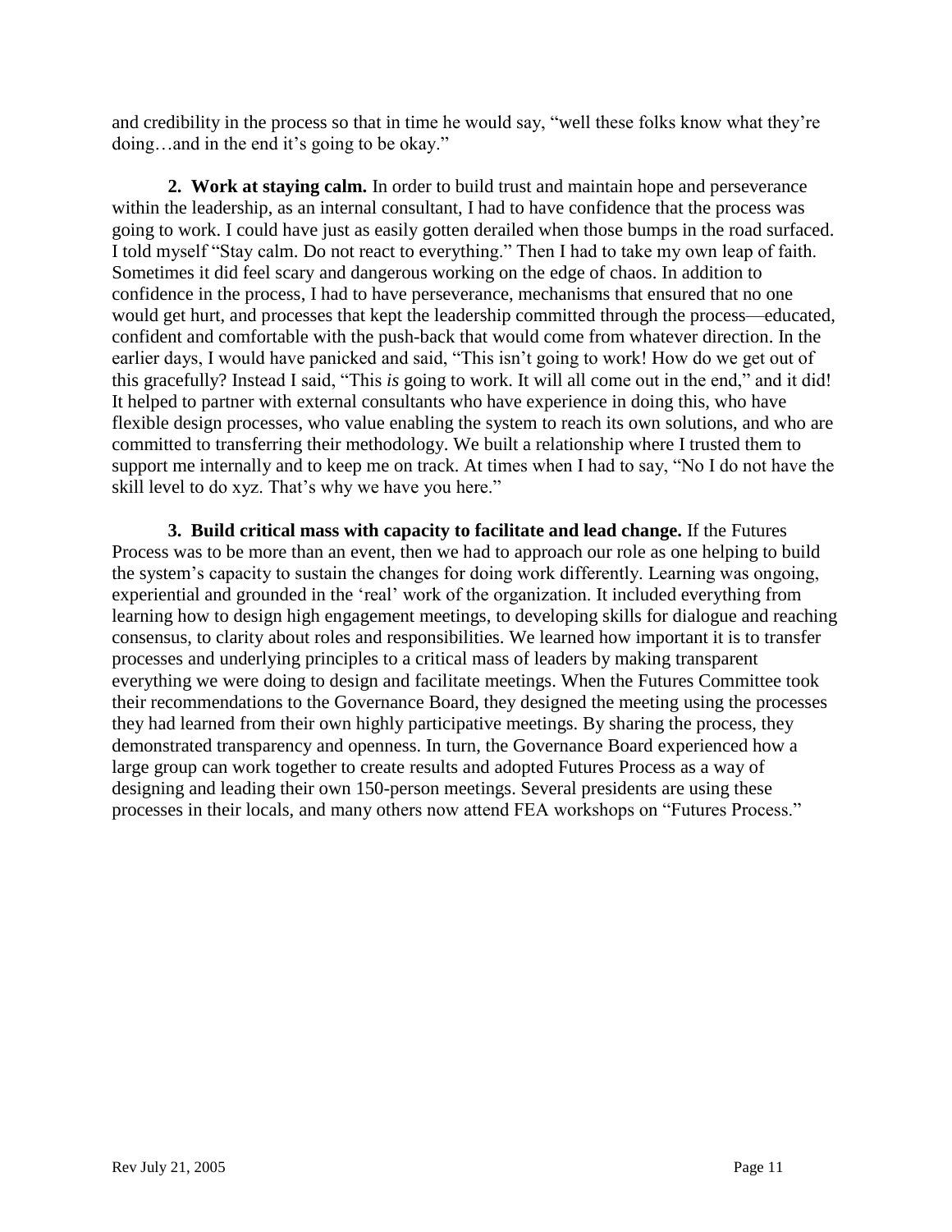and credibility in the process so that in time he would say, "well these folks know what they're doing…and in the end it's going to be okay."

**2. Work at staying calm.** In order to build trust and maintain hope and perseverance within the leadership, as an internal consultant, I had to have confidence that the process was going to work. I could have just as easily gotten derailed when those bumps in the road surfaced. I told myself "Stay calm. Do not react to everything." Then I had to take my own leap of faith. Sometimes it did feel scary and dangerous working on the edge of chaos. In addition to confidence in the process, I had to have perseverance, mechanisms that ensured that no one would get hurt, and processes that kept the leadership committed through the process—educated, confident and comfortable with the push-back that would come from whatever direction. In the earlier days, I would have panicked and said, "This isn't going to work! How do we get out of this gracefully? Instead I said, "This *is* going to work. It will all come out in the end," and it did! It helped to partner with external consultants who have experience in doing this, who have flexible design processes, who value enabling the system to reach its own solutions, and who are committed to transferring their methodology. We built a relationship where I trusted them to support me internally and to keep me on track. At times when I had to say, "No I do not have the skill level to do xyz. That's why we have you here."

**3. Build critical mass with capacity to facilitate and lead change.** If the Futures Process was to be more than an event, then we had to approach our role as one helping to build the system's capacity to sustain the changes for doing work differently. Learning was ongoing, experiential and grounded in the 'real' work of the organization. It included everything from learning how to design high engagement meetings, to developing skills for dialogue and reaching consensus, to clarity about roles and responsibilities. We learned how important it is to transfer processes and underlying principles to a critical mass of leaders by making transparent everything we were doing to design and facilitate meetings. When the Futures Committee took their recommendations to the Governance Board, they designed the meeting using the processes they had learned from their own highly participative meetings. By sharing the process, they demonstrated transparency and openness. In turn, the Governance Board experienced how a large group can work together to create results and adopted Futures Process as a way of designing and leading their own 150-person meetings. Several presidents are using these processes in their locals, and many others now attend FEA workshops on "Futures Process."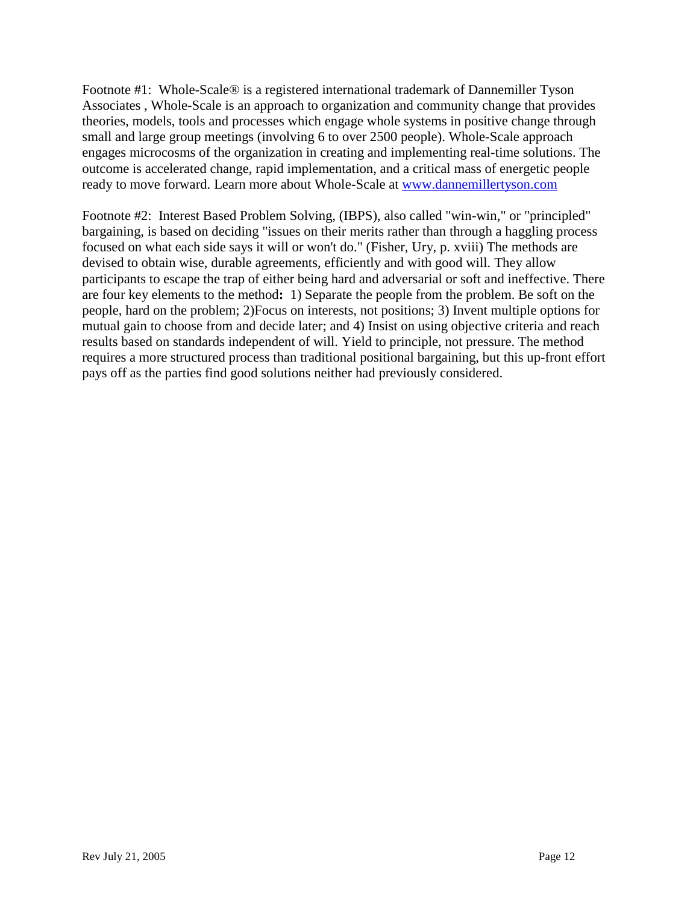Footnote #1: Whole-Scale® is a registered international trademark of Dannemiller Tyson Associates , Whole-Scale is an approach to organization and community change that provides theories, models, tools and processes which engage whole systems in positive change through small and large group meetings (involving 6 to over 2500 people). Whole-Scale approach engages microcosms of the organization in creating and implementing real-time solutions. The outcome is accelerated change, rapid implementation, and a critical mass of energetic people ready to move forward. Learn more about Whole-Scale at [www.dannemillertyson.com](http://www.dannemillertyson.com)

Footnote #2: Interest Based Problem Solving, (IBPS), also called "win-win," or "principled" bargaining, is based on deciding "issues on their merits rather than through a haggling process focused on what each side says it will or won't do." (Fisher, Ury, p. xviii) The methods are devised to obtain wise, durable agreements, efficiently and with good will. They allow participants to escape the trap of either being hard and adversarial or soft and ineffective. There are four key elements to the method**:** 1) Separate the people from the problem. Be soft on the people, hard on the problem; 2)Focus on interests, not positions; 3) Invent multiple options for mutual gain to choose from and decide later; and 4) Insist on using objective criteria and reach results based on standards independent of will. Yield to principle, not pressure. The method requires a more structured process than traditional positional bargaining, but this up-front effort pays off as the parties find good solutions neither had previously considered.

Rev July 21, 2005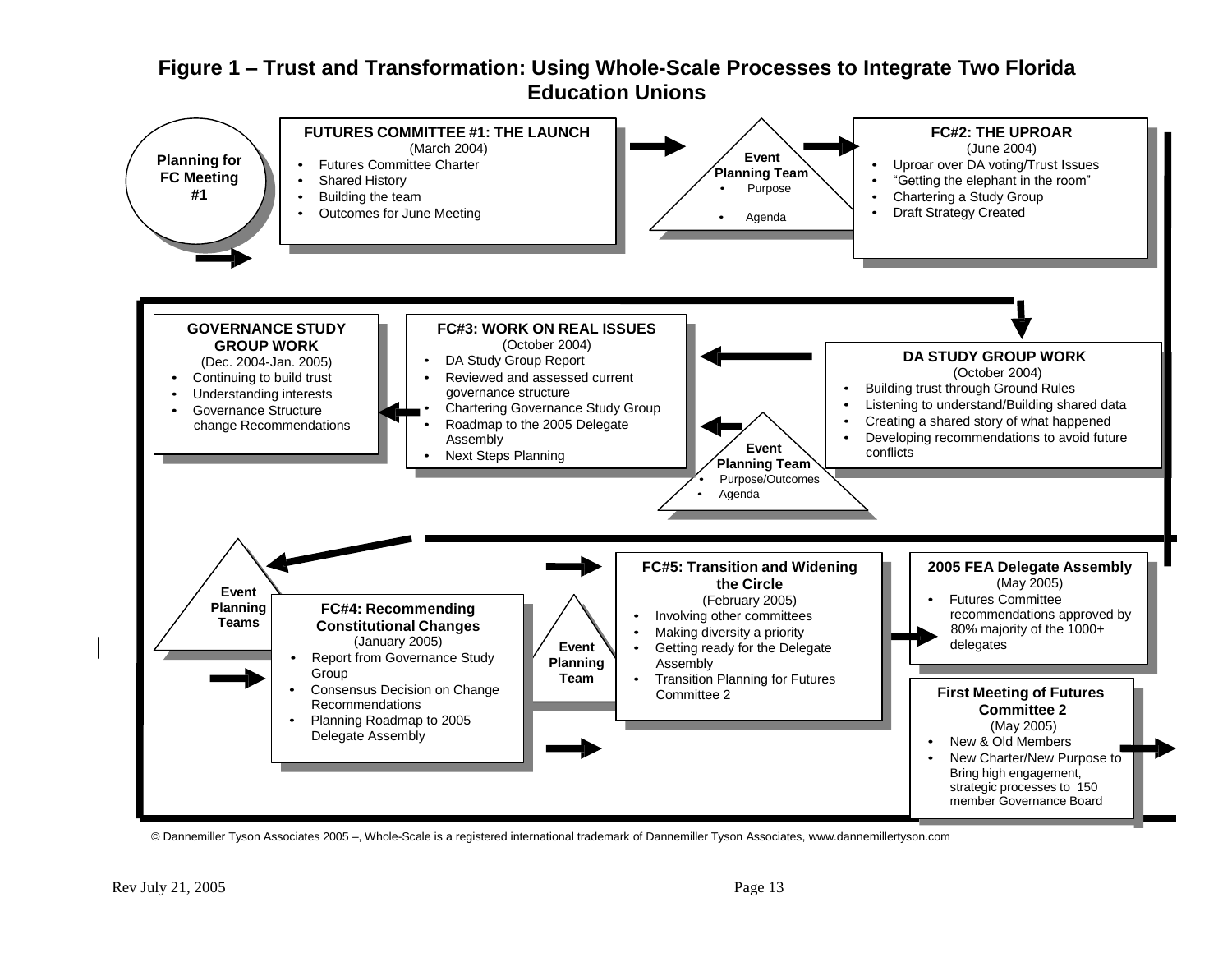# Figure 1 – Trust and Transformation: Using Whole-Scale Processes to Integrate Two Florida Education Unions

**Planning for FC Meeting #1**

**FUTURES COMMITTEE #1: THE LAUNCH**
(March 2004)
- Futures Committee Charter
- Shared History
- Building the team
- Outcomes for June Meeting

**Event Planning Team**
- Purpose
- Agenda

**FC#2: THE UPROAR**
(June 2004)
- Uproar over DA voting/Trust Issues
- "Getting the elephant in the room"
- Chartering a Study Group
- Draft Strategy Created

**DA STUDY GROUP WORK**
(October 2004)
- Building trust through Ground Rules
- Listening to understand/Building shared data
- Creating a shared story of what happened
- Developing recommendations to avoid future conflicts

**Event Planning Team**
- Purpose/Outcomes
- Agenda

**FC#3: WORK ON REAL ISSUES**
(October 2004)
- DA Study Group Report
- Reviewed and assessed current governance structure
- Chartering Governance Study Group
- Roadmap to the 2005 Delegate Assembly
- Next Steps Planning

**GOVERNANCE STUDY GROUP WORK**
(Dec. 2004-Jan. 2005)
- Continuing to build trust
- Understanding interests
- Governance Structure change Recommendations

**Event Planning Teams**

**FC#4: Recommending Constitutional Changes**
(January 2005)
- Report from Governance Study Group
- Consensus Decision on Change Recommendations
- Planning Roadmap to 2005 Delegate Assembly

**Event Planning Team**

**FC#5: Transition and Widening the Circle**
(February 2005)
- Involving other committees
- Making diversity a priority
- Getting ready for the Delegate Assembly
- Transition Planning for Futures Committee 2

**2005 FEA Delegate Assembly**
(May 2005)
- Futures Committee recommendations approved by 80% majority of the 1000+ delegates

**First Meeting of Futures Committee 2**
(May 2005)
- New & Old Members
- New Charter/New Purpose to Bring high engagement, strategic processes to 150 member Governance Board

© Dannemiller Tyson Associates 2005 –, Whole-Scale is a registered international trademark of Dannemiller Tyson Associates, www.dannemillertyson.com

Rev July 21, 2005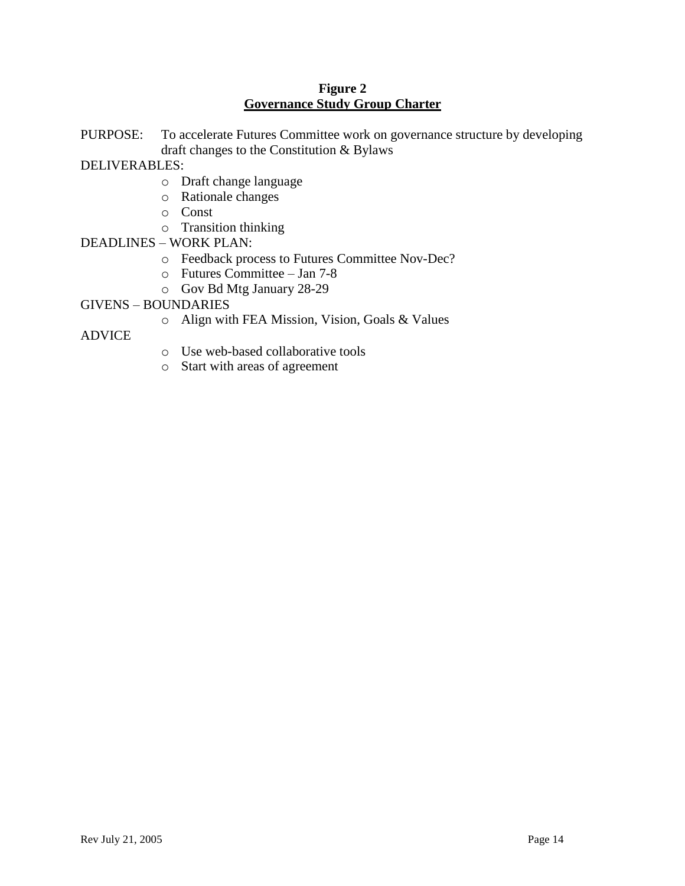**Figure 2**
**Governance Study Group Charter**

PURPOSE: To accelerate Futures Committee work on governance structure by developing draft changes to the Constitution & Bylaws

DELIVERABLES:

- Draft change language
- Rationale changes
- Const
- Transition thinking

DEADLINES – WORK PLAN:

- Feedback process to Futures Committee Nov-Dec?
- Futures Committee – Jan 7-8
- Gov Bd Mtg January 28-29

GIVENS – BOUNDARIES

- Align with FEA Mission, Vision, Goals & Values

ADVICE

- Use web-based collaborative tools
- Start with areas of agreement